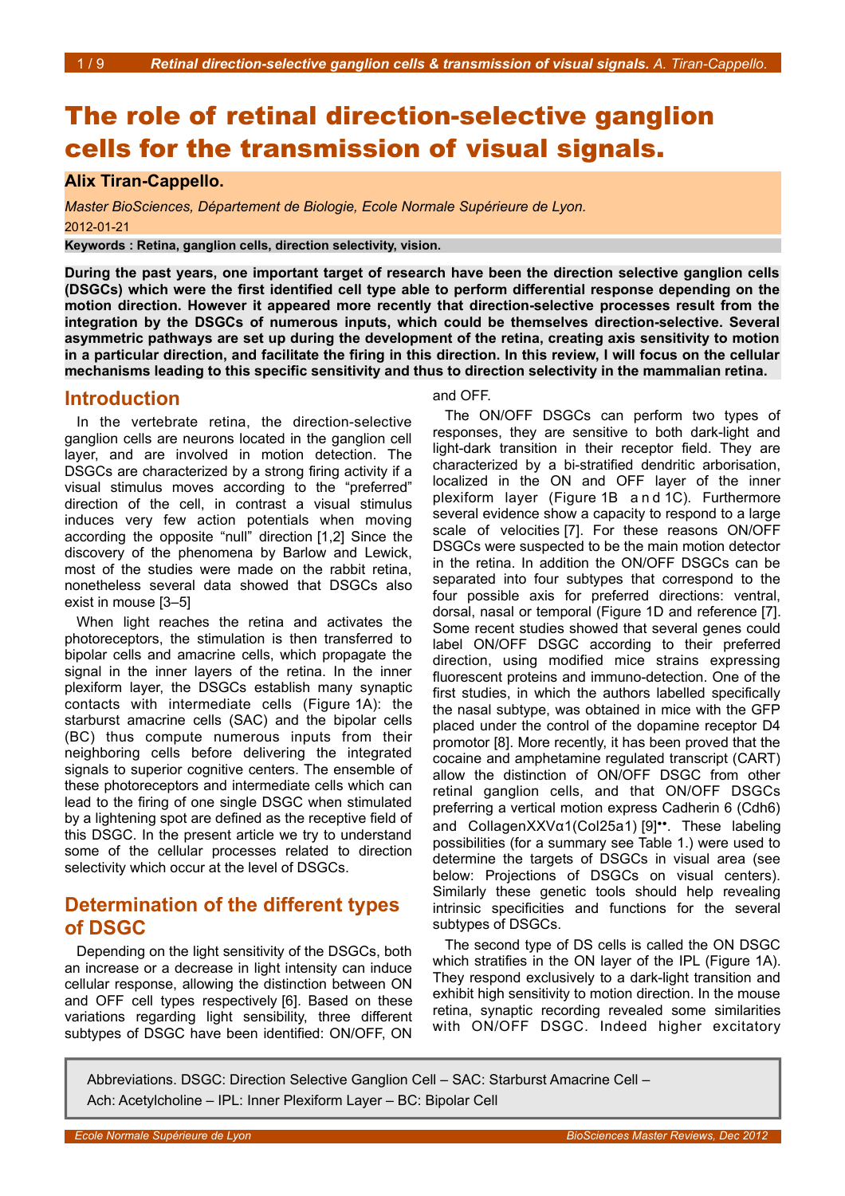// Page 1 of 9 (c86ac77a75ad)
# The role of retinal direction-selective ganglion cells for the transmission of visual signals.

**Alix Tiran-Cappello.**

*Master BioSciences, Département de Biologie, Ecole Normale Supérieure de Lyon.*

2012-01-21

**Keywords : Retina, ganglion cells, direction selectivity, vision.**

**During the past years, one important target of research have been the direction selective ganglion cells (DSGCs) which were the first identified cell type able to perform differential response depending on the motion direction. However it appeared more recently that direction-selective processes result from the integration by the DSGCs of numerous inputs, which could be themselves direction-selective. Several asymmetric pathways are set up during the development of the retina, creating axis sensitivity to motion in a particular direction, and facilitate the firing in this direction. In this review, I will focus on the cellular mechanisms leading to this specific sensitivity and thus to direction selectivity in the mammalian retina.**

## Introduction

In the vertebrate retina, the direction-selective ganglion cells are neurons located in the ganglion cell layer, and are involved in motion detection. The DSGCs are characterized by a strong firing activity if a visual stimulus moves according to the "preferred" direction of the cell, in contrast a visual stimulus induces very few action potentials when moving according the opposite "null" direction [1,2] Since the discovery of the phenomena by Barlow and Lewick, most of the studies were made on the rabbit retina, nonetheless several data showed that DSGCs also exist in mouse [3–5]

When light reaches the retina and activates the photoreceptors, the stimulation is then transferred to bipolar cells and amacrine cells, which propagate the signal in the inner layers of the retina. In the inner plexiform layer, the DSGCs establish many synaptic contacts with intermediate cells (Figure 1A): the starburst amacrine cells (SAC) and the bipolar cells (BC) thus compute numerous inputs from their neighboring cells before delivering the integrated signals to superior cognitive centers. The ensemble of these photoreceptors and intermediate cells which can lead to the firing of one single DSGC when stimulated by a lightening spot are defined as the receptive field of this DSGC. In the present article we try to understand some of the cellular processes related to direction selectivity which occur at the level of DSGCs.

## Determination of the different types of DSGC

Depending on the light sensitivity of the DSGCs, both an increase or a decrease in light intensity can induce cellular response, allowing the distinction between ON and OFF cell types respectively [6]. Based on these variations regarding light sensibility, three different subtypes of DSGC have been identified: ON/OFF, ON and OFF.

The ON/OFF DSGCs can perform two types of responses, they are sensitive to both dark-light and light-dark transition in their receptor field. They are characterized by a bi-stratified dendritic arborisation, localized in the ON and OFF layer of the inner plexiform layer (Figure 1B and 1C). Furthermore several evidence show a capacity to respond to a large scale of velocities [7]. For these reasons ON/OFF DSGCs were suspected to be the main motion detector in the retina. In addition the ON/OFF DSGCs can be separated into four subtypes that correspond to the four possible axis for preferred directions: ventral, dorsal, nasal or temporal (Figure 1D and reference [7]. Some recent studies showed that several genes could label ON/OFF DSGC according to their preferred direction, using modified mice strains expressing fluorescent proteins and immuno-detection. One of the first studies, in which the authors labelled specifically the nasal subtype, was obtained in mice with the GFP placed under the control of the dopamine receptor D4 promotor [8]. More recently, it has been proved that the cocaine and amphetamine regulated transcript (CART) allow the distinction of ON/OFF DSGC from other retinal ganglion cells, and that ON/OFF DSGCs preferring a vertical motion express Cadherin 6 (Cdh6) and CollagenXXVα1(Col25a1) [9]••. These labeling possibilities (for a summary see Table 1.) were used to determine the targets of DSGCs in visual area (see below: Projections of DSGCs on visual centers). Similarly these genetic tools should help revealing intrinsic specificities and functions for the several subtypes of DSGCs.

The second type of DS cells is called the ON DSGC which stratifies in the ON layer of the IPL (Figure 1A). They respond exclusively to a dark-light transition and exhibit high sensitivity to motion direction. In the mouse retina, synaptic recording revealed some similarities with ON/OFF DSGC. Indeed higher excitatory

Abbreviations. DSGC: Direction Selective Ganglion Cell – SAC: Starburst Amacrine Cell – Ach: Acetylcholine – IPL: Inner Plexiform Layer – BC: Bipolar Cell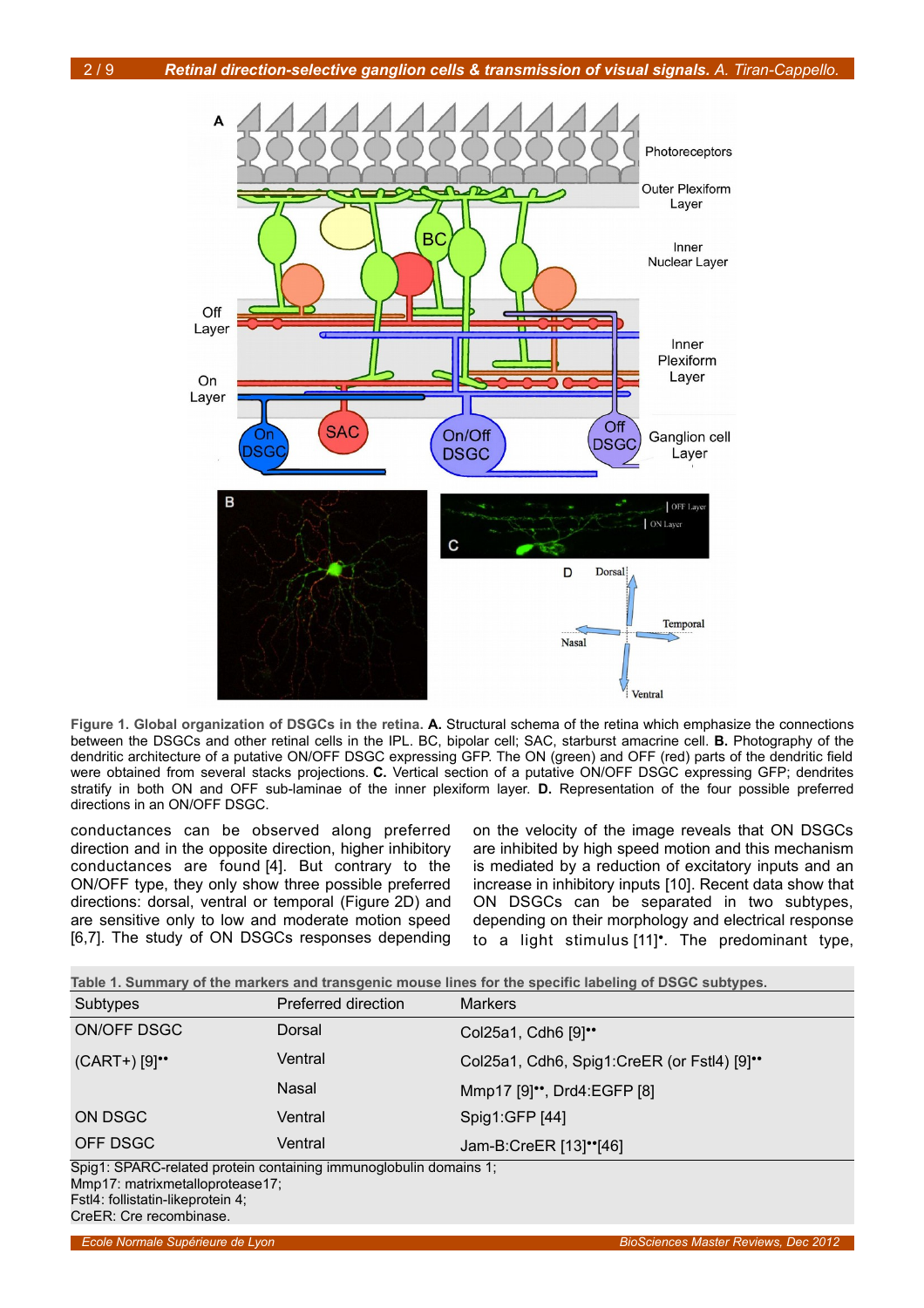**Figure 1. Global organization of DSGCs in the retina. A.** Structural schema of the retina which emphasize the connections between the DSGCs and other retinal cells in the IPL. BC, bipolar cell; SAC, starburst amacrine cell. **B.** Photography of the dendritic architecture of a putative ON/OFF DSGC expressing GFP. The ON (green) and OFF (red) parts of the dendritic field were obtained from several stacks projections. **C.** Vertical section of a putative ON/OFF DSGC expressing GFP; dendrites stratify in both ON and OFF sub-laminae of the inner plexiform layer. **D.** Representation of the four possible preferred directions in an ON/OFF DSGC.

conductances can be observed along preferred direction and in the opposite direction, higher inhibitory conductances are found [4]. But contrary to the ON/OFF type, they only show three possible preferred directions: dorsal, ventral or temporal (Figure 2D) and are sensitive only to low and moderate motion speed [6,7]. The study of ON DSGCs responses depending on the velocity of the image reveals that ON DSGCs are inhibited by high speed motion and this mechanism is mediated by a reduction of excitatory inputs and an increase in inhibitory inputs [10]. Recent data show that ON DSGCs can be separated in two subtypes, depending on their morphology and electrical response to a light stimulus [11]•. The predominant type,

**Table 1. Summary of the markers and transgenic mouse lines for the specific labeling of DSGC subtypes.**

| Subtypes | Preferred direction | Markers |
|---|---|---|
| ON/OFF DSGC | Dorsal | Col25a1, Cdh6 [9]•• |
| (CART+) [9]•• | Ventral | Col25a1, Cdh6, Spig1:CreER (or Fstl4) [9]•• |
| | Nasal | Mmp17 [9]••, Drd4:EGFP [8] |
| ON DSGC | Ventral | Spig1:GFP [44] |
| OFF DSGC | Ventral | Jam-B:CreER [13]••[46] |

Spig1: SPARC-related protein containing immunoglobulin domains 1;
Mmp17: matrixmetalloprotease17;
Fstl4: follistatin-likeprotein 4;
CreER: Cre recombinase.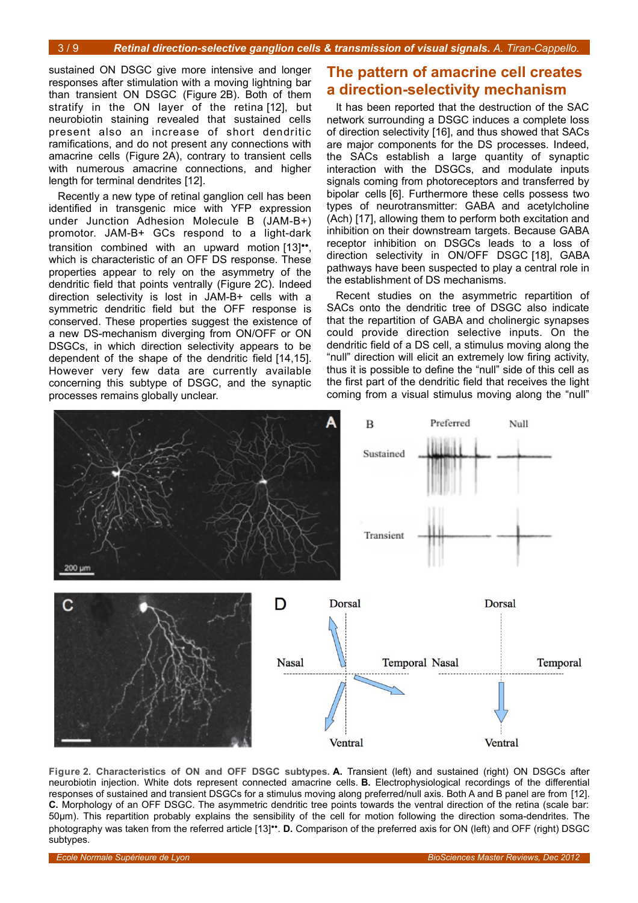sustained ON DSGC give more intensive and longer responses after stimulation with a moving lightning bar than transient ON DSGC (Figure 2B). Both of them stratify in the ON layer of the retina [12], but neurobiotin staining revealed that sustained cells present also an increase of short dendritic ramifications, and do not present any connections with amacrine cells (Figure 2A), contrary to transient cells with numerous amacrine connections, and higher length for terminal dendrites [12].

Recently a new type of retinal ganglion cell has been identified in transgenic mice with YFP expression under Junction Adhesion Molecule B (JAM-B+) promotor. JAM-B+ GCs respond to a light-dark transition combined with an upward motion [13]••, which is characteristic of an OFF DS response. These properties appear to rely on the asymmetry of the dendritic field that points ventrally (Figure 2C). Indeed direction selectivity is lost in JAM-B+ cells with a symmetric dendritic field but the OFF response is conserved. These properties suggest the existence of a new DS-mechanism diverging from ON/OFF or ON DSGCs, in which direction selectivity appears to be dependent of the shape of the dendritic field [14,15]. However very few data are currently available concerning this subtype of DSGC, and the synaptic processes remains globally unclear.

## The pattern of amacrine cell creates a direction-selectivity mechanism

It has been reported that the destruction of the SAC network surrounding a DSGC induces a complete loss of direction selectivity [16], and thus showed that SACs are major components for the DS processes. Indeed, the SACs establish a large quantity of synaptic interaction with the DSGCs, and modulate inputs signals coming from photoreceptors and transferred by bipolar cells [6]. Furthermore these cells possess two types of neurotransmitter: GABA and acetylcholine (Ach) [17], allowing them to perform both excitation and inhibition on their downstream targets. Because GABA receptor inhibition on DSGCs leads to a loss of direction selectivity in ON/OFF DSGC [18], GABA pathways have been suspected to play a central role in the establishment of DS mechanisms.

Recent studies on the asymmetric repartition of SACs onto the dendritic tree of DSGC also indicate that the repartition of GABA and cholinergic synapses could provide direction selective inputs. On the dendritic field of a DS cell, a stimulus moving along the "null" direction will elicit an extremely low firing activity, thus it is possible to define the "null" side of this cell as the first part of the dendritic field that receives the light coming from a visual stimulus moving along the "null"

**Figure 2. Characteristics of ON and OFF DSGC subtypes. A.** Transient (left) and sustained (right) ON DSGCs after neurobiotin injection. White dots represent connected amacrine cells. **B.** Electrophysiological recordings of the differential responses of sustained and transient DSGCs for a stimulus moving along preferred/null axis. Both A and B panel are from [12]. **C.** Morphology of an OFF DSGC. The asymmetric dendritic tree points towards the ventral direction of the retina (scale bar: 50µm). This repartition probably explains the sensibility of the cell for motion following the direction soma-dendrites. The photography was taken from the referred article [13]••. **D.** Comparison of the preferred axis for ON (left) and OFF (right) DSGC subtypes.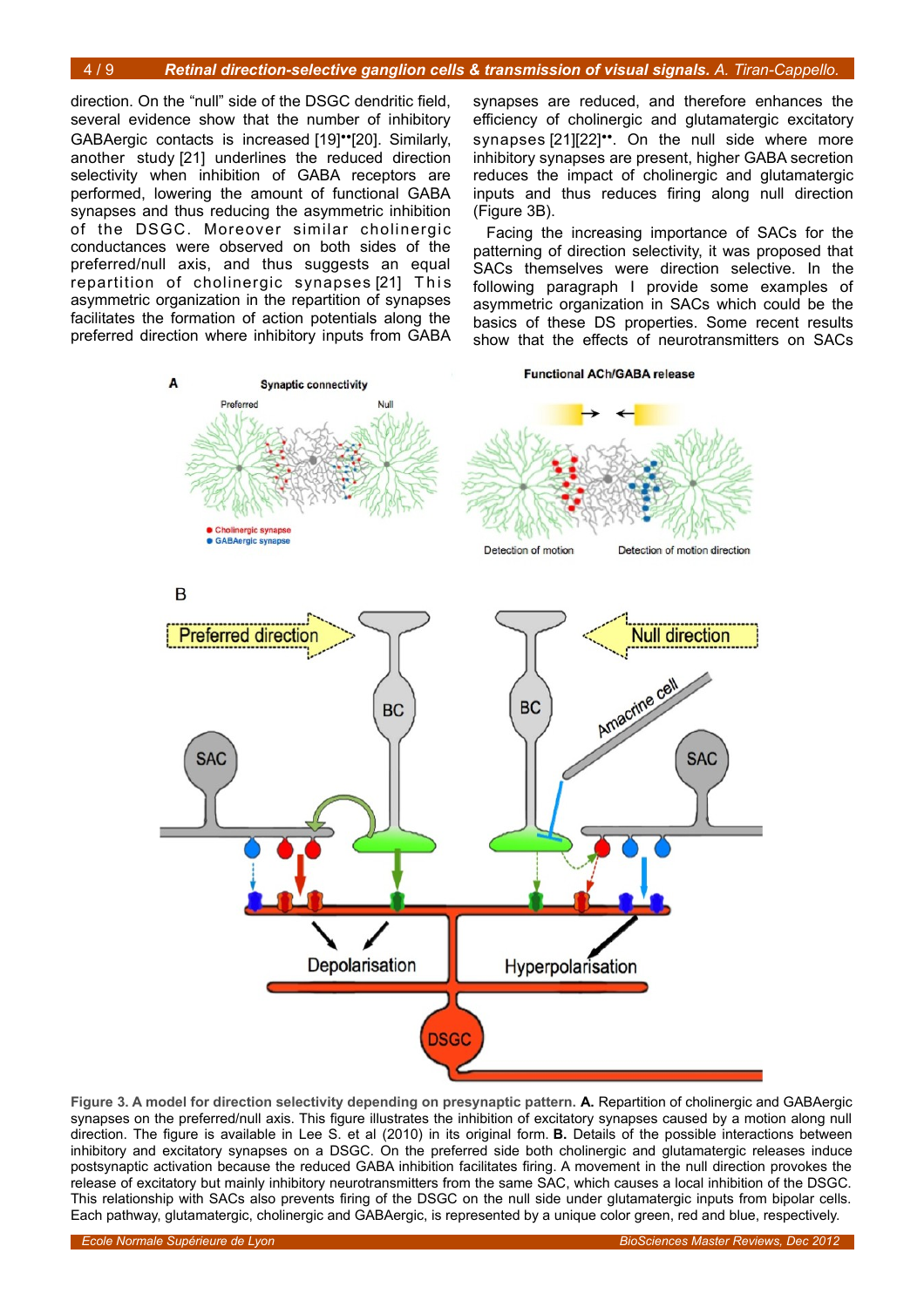direction. On the "null" side of the DSGC dendritic field, several evidence show that the number of inhibitory GABAergic contacts is increased [19]•• [20]. Similarly, another study [21] underlines the reduced direction selectivity when inhibition of GABA receptors are performed, lowering the amount of functional GABA synapses and thus reducing the asymmetric inhibition of the DSGC. Moreover similar cholinergic conductances were observed on both sides of the preferred/null axis, and thus suggests an equal repartition of cholinergic synapses [21] This asymmetric organization in the repartition of synapses facilitates the formation of action potentials along the preferred direction where inhibitory inputs from GABA synapses are reduced, and therefore enhances the efficiency of cholinergic and glutamatergic excitatory synapses [21][22]••. On the null side where more inhibitory synapses are present, higher GABA secretion reduces the impact of cholinergic and glutamatergic inputs and thus reduces firing along null direction (Figure 3B).

Facing the increasing importance of SACs for the patterning of direction selectivity, it was proposed that SACs themselves were direction selective. In the following paragraph I provide some examples of asymmetric organization in SACs which could be the basics of these DS properties. Some recent results show that the effects of neurotransmitters on SACs

**Figure 3. A model for direction selectivity depending on presynaptic pattern. A.** Repartition of cholinergic and GABAergic synapses on the preferred/null axis. This figure illustrates the inhibition of excitatory synapses caused by a motion along null direction. The figure is available in Lee S. et al (2010) in its original form. **B.** Details of the possible interactions between inhibitory and excitatory synapses on a DSGC. On the preferred side both cholinergic and glutamatergic releases induce postsynaptic activation because the reduced GABA inhibition facilitates firing. A movement in the null direction provokes the release of excitatory but mainly inhibitory neurotransmitters from the same SAC, which causes a local inhibition of the DSGC. This relationship with SACs also prevents firing of the DSGC on the null side under glutamatergic inputs from bipolar cells. Each pathway, glutamatergic, cholinergic and GABAergic, is represented by a unique color green, red and blue, respectively.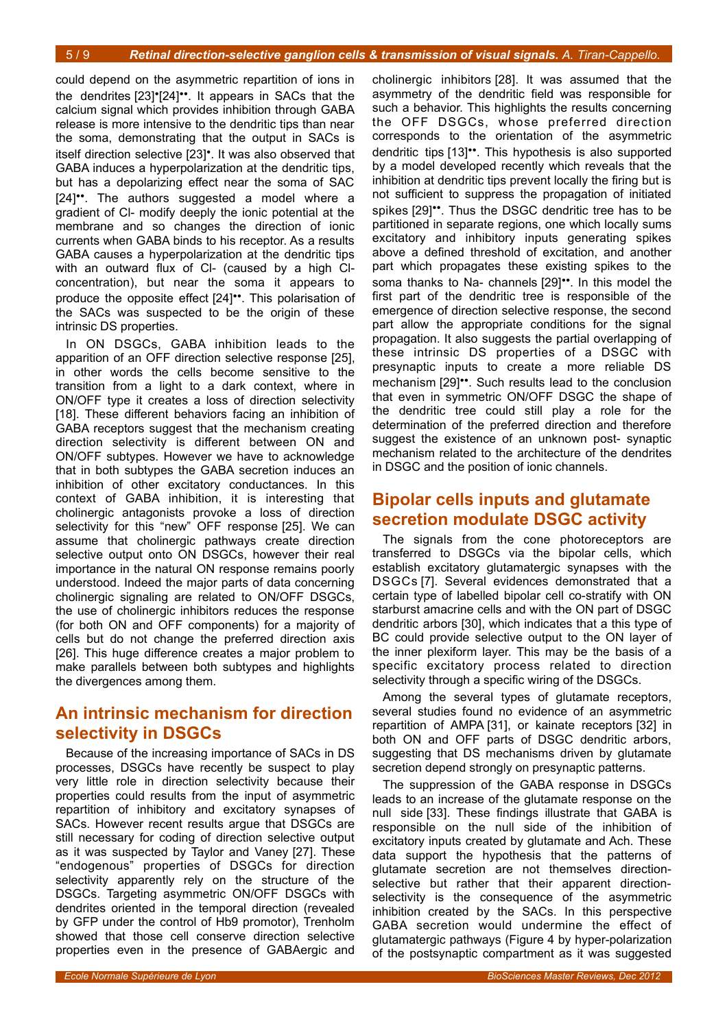could depend on the asymmetric repartition of ions in the dendrites [23]•[24]••. It appears in SACs that the calcium signal which provides inhibition through GABA release is more intensive to the dendritic tips than near the soma, demonstrating that the output in SACs is itself direction selective [23]•. It was also observed that GABA induces a hyperpolarization at the dendritic tips, but has a depolarizing effect near the soma of SAC [24]••. The authors suggested a model where a gradient of Cl- modify deeply the ionic potential at the membrane and so changes the direction of ionic currents when GABA binds to his receptor. As a results GABA causes a hyperpolarization at the dendritic tips with an outward flux of Cl- (caused by a high Cl- concentration), but near the soma it appears to produce the opposite effect [24]••. This polarisation of the SACs was suspected to be the origin of these intrinsic DS properties.

In ON DSGCs, GABA inhibition leads to the apparition of an OFF direction selective response [25], in other words the cells become sensitive to the transition from a light to a dark context, where in ON/OFF type it creates a loss of direction selectivity [18]. These different behaviors facing an inhibition of GABA receptors suggest that the mechanism creating direction selectivity is different between ON and ON/OFF subtypes. However we have to acknowledge that in both subtypes the GABA secretion induces an inhibition of other excitatory conductances. In this context of GABA inhibition, it is interesting that cholinergic antagonists provoke a loss of direction selectivity for this "new" OFF response [25]. We can assume that cholinergic pathways create direction selective output onto ON DSGCs, however their real importance in the natural ON response remains poorly understood. Indeed the major parts of data concerning cholinergic signaling are related to ON/OFF DSGCs, the use of cholinergic inhibitors reduces the response (for both ON and OFF components) for a majority of cells but do not change the preferred direction axis [26]. This huge difference creates a major problem to make parallels between both subtypes and highlights the divergences among them.

## An intrinsic mechanism for direction selectivity in DSGCs

Because of the increasing importance of SACs in DS processes, DSGCs have recently be suspect to play very little role in direction selectivity because their properties could results from the input of asymmetric repartition of inhibitory and excitatory synapses of SACs. However recent results argue that DSGCs are still necessary for coding of direction selective output as it was suspected by Taylor and Vaney [27]. These "endogenous" properties of DSGCs for direction selectivity apparently rely on the structure of the DSGCs. Targeting asymmetric ON/OFF DSGCs with dendrites oriented in the temporal direction (revealed by GFP under the control of Hb9 promotor), Trenholm showed that those cell conserve direction selective properties even in the presence of GABAergic and cholinergic inhibitors [28]. It was assumed that the asymmetry of the dendritic field was responsible for such a behavior. This highlights the results concerning the OFF DSGCs, whose preferred direction corresponds to the orientation of the asymmetric dendritic tips [13]••. This hypothesis is also supported by a model developed recently which reveals that the inhibition at dendritic tips prevent locally the firing but is not sufficient to suppress the propagation of initiated spikes [29]••. Thus the DSGC dendritic tree has to be partitioned in separate regions, one which locally sums excitatory and inhibitory inputs generating spikes above a defined threshold of excitation, and another part which propagates these existing spikes to the soma thanks to Na- channels [29]••. In this model the first part of the dendritic tree is responsible of the emergence of direction selective response, the second part allow the appropriate conditions for the signal propagation. It also suggests the partial overlapping of these intrinsic DS properties of a DSGC with presynaptic inputs to create a more reliable DS mechanism [29]••. Such results lead to the conclusion that even in symmetric ON/OFF DSGC the shape of the dendritic tree could still play a role for the determination of the preferred direction and therefore suggest the existence of an unknown post- synaptic mechanism related to the architecture of the dendrites in DSGC and the position of ionic channels.

## Bipolar cells inputs and glutamate secretion modulate DSGC activity

The signals from the cone photoreceptors are transferred to DSGCs via the bipolar cells, which establish excitatory glutamatergic synapses with the DSGCs [7]. Several evidences demonstrated that a certain type of labelled bipolar cell co-stratify with ON starburst amacrine cells and with the ON part of DSGC dendritic arbors [30], which indicates that a this type of BC could provide selective output to the ON layer of the inner plexiform layer. This may be the basis of a specific excitatory process related to direction selectivity through a specific wiring of the DSGCs.

Among the several types of glutamate receptors, several studies found no evidence of an asymmetric repartition of AMPA [31], or kainate receptors [32] in both ON and OFF parts of DSGC dendritic arbors, suggesting that DS mechanisms driven by glutamate secretion depend strongly on presynaptic patterns.

The suppression of the GABA response in DSGCs leads to an increase of the glutamate response on the null side [33]. These findings illustrate that GABA is responsible on the null side of the inhibition of excitatory inputs created by glutamate and Ach. These data support the hypothesis that the patterns of glutamate secretion are not themselves direction-selective but rather that their apparent direction-selectivity is the consequence of the asymmetric inhibition created by the SACs. In this perspective GABA secretion would undermine the effect of glutamatergic pathways (Figure 4 by hyper-polarization of the postsynaptic compartment as it was suggested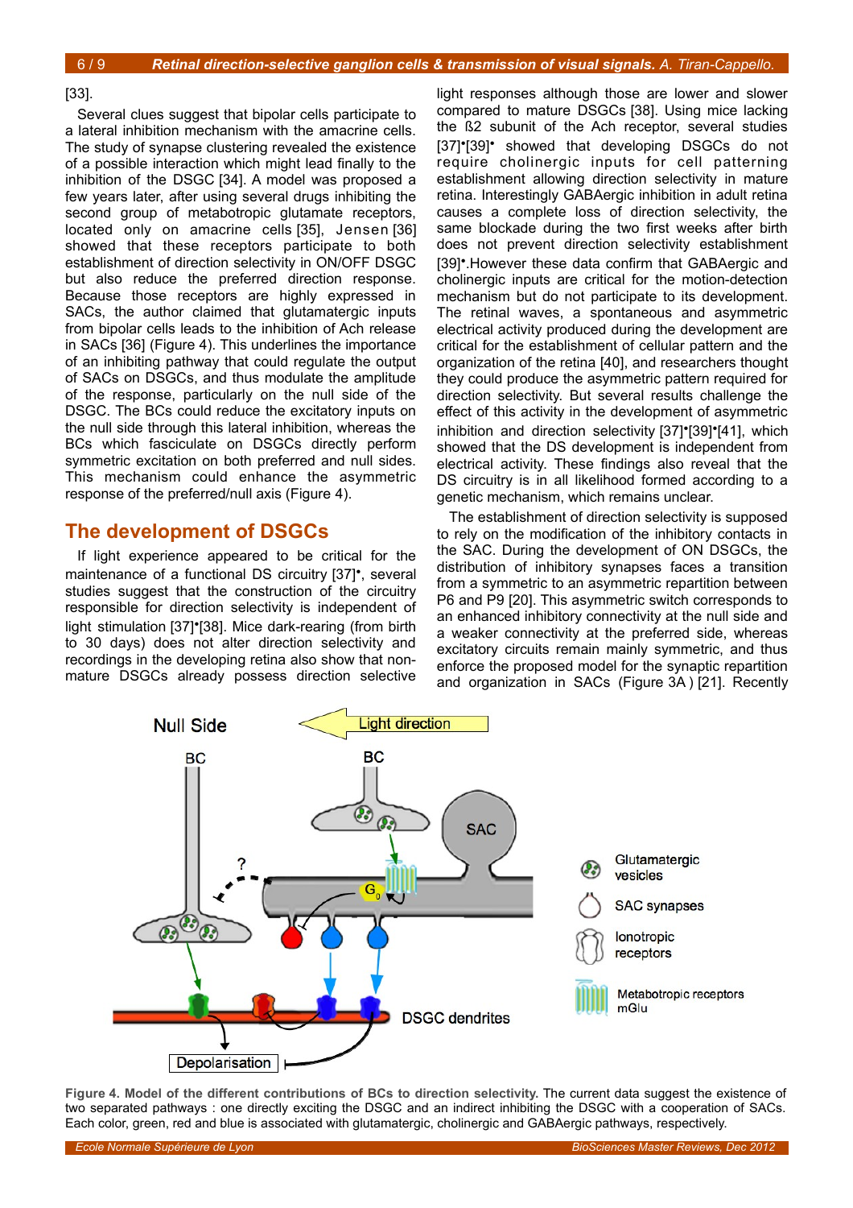[33].

Several clues suggest that bipolar cells participate to a lateral inhibition mechanism with the amacrine cells. The study of synapse clustering revealed the existence of a possible interaction which might lead finally to the inhibition of the DSGC [34]. A model was proposed a few years later, after using several drugs inhibiting the second group of metabotropic glutamate receptors, located only on amacrine cells [35], Jensen [36] showed that these receptors participate to both establishment of direction selectivity in ON/OFF DSGC but also reduce the preferred direction response. Because those receptors are highly expressed in SACs, the author claimed that glutamatergic inputs from bipolar cells leads to the inhibition of Ach release in SACs [36] (Figure 4). This underlines the importance of an inhibiting pathway that could regulate the output of SACs on DSGCs, and thus modulate the amplitude of the response, particularly on the null side of the DSGC. The BCs could reduce the excitatory inputs on the null side through this lateral inhibition, whereas the BCs which fasciculate on DSGCs directly perform symmetric excitation on both preferred and null sides. This mechanism could enhance the asymmetric response of the preferred/null axis (Figure 4).

## The development of DSGCs

If light experience appeared to be critical for the maintenance of a functional DS circuitry [37]•, several studies suggest that the construction of the circuitry responsible for direction selectivity is independent of light stimulation [37]•[38]. Mice dark-rearing (from birth to 30 days) does not alter direction selectivity and recordings in the developing retina also show that non-mature DSGCs already possess direction selective light responses although those are lower and slower compared to mature DSGCs [38]. Using mice lacking the ß2 subunit of the Ach receptor, several studies [37]•[39]• showed that developing DSGCs do not require cholinergic inputs for cell patterning establishment allowing direction selectivity in mature retina. Interestingly GABAergic inhibition in adult retina causes a complete loss of direction selectivity, the same blockade during the two first weeks after birth does not prevent direction selectivity establishment [39]•.However these data confirm that GABAergic and cholinergic inputs are critical for the motion-detection mechanism but do not participate to its development. The retinal waves, a spontaneous and asymmetric electrical activity produced during the development are critical for the establishment of cellular pattern and the organization of the retina [40], and researchers thought they could produce the asymmetric pattern required for direction selectivity. But several results challenge the effect of this activity in the development of asymmetric inhibition and direction selectivity [37]•[39]•[41], which showed that the DS development is independent from electrical activity. These findings also reveal that the DS circuitry is in all likelihood formed according to a genetic mechanism, which remains unclear.

The establishment of direction selectivity is supposed to rely on the modification of the inhibitory contacts in the SAC. During the development of ON DSGCs, the distribution of inhibitory synapses faces a transition from a symmetric to an asymmetric repartition between P6 and P9 [20]. This asymmetric switch corresponds to an enhanced inhibitory connectivity at the null side and a weaker connectivity at the preferred side, whereas excitatory circuits remain mainly symmetric, and thus enforce the proposed model for the synaptic repartition and organization in SACs (Figure 3A ) [21]. Recently

**Figure 4. Model of the different contributions of BCs to direction selectivity.** The current data suggest the existence of two separated pathways : one directly exciting the DSGC and an indirect inhibiting the DSGC with a cooperation of SACs. Each color, green, red and blue is associated with glutamatergic, cholinergic and GABAergic pathways, respectively.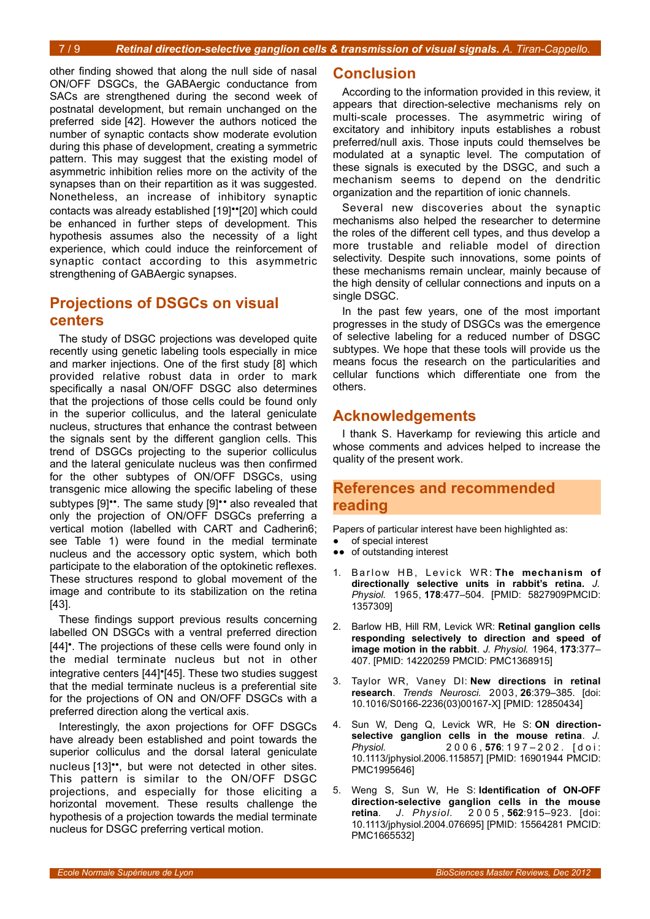other finding showed that along the null side of nasal ON/OFF DSGCs, the GABAergic conductance from SACs are strengthened during the second week of postnatal development, but remain unchanged on the preferred side [42]. However the authors noticed the number of synaptic contacts show moderate evolution during this phase of development, creating a symmetric pattern. This may suggest that the existing model of asymmetric inhibition relies more on the activity of the synapses than on their repartition as it was suggested. Nonetheless, an increase of inhibitory synaptic contacts was already established [19]•• [20] which could be enhanced in further steps of development. This hypothesis assumes also the necessity of a light experience, which could induce the reinforcement of synaptic contact according to this asymmetric strengthening of GABAergic synapses.

## Projections of DSGCs on visual centers

The study of DSGC projections was developed quite recently using genetic labeling tools especially in mice and marker injections. One of the first study [8] which provided relative robust data in order to mark specifically a nasal ON/OFF DSGC also determines that the projections of those cells could be found only in the superior colliculus, and the lateral geniculate nucleus, structures that enhance the contrast between the signals sent by the different ganglion cells. This trend of DSGCs projecting to the superior colliculus and the lateral geniculate nucleus was then confirmed for the other subtypes of ON/OFF DSGCs, using transgenic mice allowing the specific labeling of these subtypes [9]••. The same study [9]•• also revealed that only the projection of ON/OFF DSGCs preferring a vertical motion (labelled with CART and Cadherin6; see Table 1) were found in the medial terminate nucleus and the accessory optic system, which both participate to the elaboration of the optokinetic reflexes. These structures respond to global movement of the image and contribute to its stabilization on the retina [43].

These findings support previous results concerning labelled ON DSGCs with a ventral preferred direction [44]•. The projections of these cells were found only in the medial terminate nucleus but not in other integrative centers [44]• [45]. These two studies suggest that the medial terminate nucleus is a preferential site for the projections of ON and ON/OFF DSGCs with a preferred direction along the vertical axis.

Interestingly, the axon projections for OFF DSGCs have already been established and point towards the superior colliculus and the dorsal lateral geniculate nucleus [13]••, but were not detected in other sites. This pattern is similar to the ON/OFF DSGC projections, and especially for those eliciting a horizontal movement. These results challenge the hypothesis of a projection towards the medial terminate nucleus for DSGC preferring vertical motion.

## Conclusion

According to the information provided in this review, it appears that direction-selective mechanisms rely on multi-scale processes. The asymmetric wiring of excitatory and inhibitory inputs establishes a robust preferred/null axis. Those inputs could themselves be modulated at a synaptic level. The computation of these signals is executed by the DSGC, and such a mechanism seems to depend on the dendritic organization and the repartition of ionic channels.

Several new discoveries about the synaptic mechanisms also helped the researcher to determine the roles of the different cell types, and thus develop a more trustable and reliable model of direction selectivity. Despite such innovations, some points of these mechanisms remain unclear, mainly because of the high density of cellular connections and inputs on a single DSGC.

In the past few years, one of the most important progresses in the study of DSGCs was the emergence of selective labeling for a reduced number of DSGC subtypes. We hope that these tools will provide us the means focus the research on the particularities and cellular functions which differentiate one from the others.

## Acknowledgements

I thank S. Haverkamp for reviewing this article and whose comments and advices helped to increase the quality of the present work.

## References and recommended reading

Papers of particular interest have been highlighted as:

- ● of special interest
- ●● of outstanding interest

1. Barlow HB, Levick WR: **The mechanism of directionally selective units in rabbit's retina.** *J. Physiol.* 1965, **178**:477–504. [PMID: 5827909PMCID: 1357309]

2. Barlow HB, Hill RM, Levick WR: **Retinal ganglion cells responding selectively to direction and speed of image motion in the rabbit**. *J. Physiol.* 1964, **173**:377–407. [PMID: 14220259 PMCID: PMC1368915]

3. Taylor WR, Vaney DI: **New directions in retinal research**. *Trends Neurosci.* 2003, **26**:379–385. [doi: 10.1016/S0166-2236(03)00167-X] [PMID: 12850434]

4. Sun W, Deng Q, Levick WR, He S: **ON direction-selective ganglion cells in the mouse retina**. *J. Physiol.* 2006, **576**:197–202. [doi: 10.1113/jphysiol.2006.115857] [PMID: 16901944 PMCID: PMC1995646]

5. Weng S, Sun W, He S: **Identification of ON-OFF direction-selective ganglion cells in the mouse retina**. *J. Physiol.* 2005, **562**:915–923. [doi: 10.1113/jphysiol.2004.076695] [PMID: 15564281 PMCID: PMC1665532]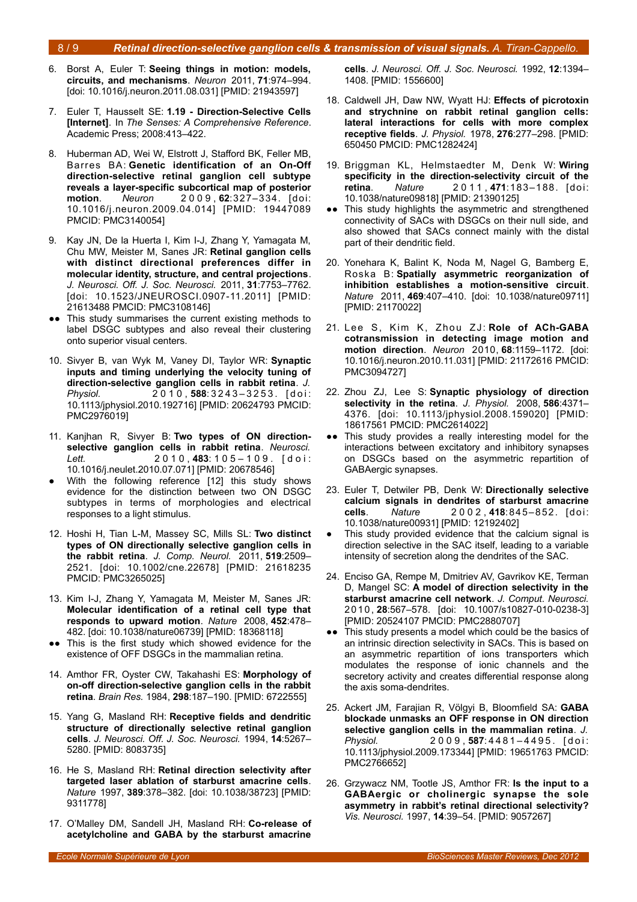6. Borst A, Euler T: **Seeing things in motion: models, circuits, and mechanisms**. *Neuron* 2011, **71**:974–994. [doi: 10.1016/j.neuron.2011.08.031] [PMID: 21943597]

7. Euler T, Hausselt SE: **1.19 - Direction-Selective Cells [Internet]**. In *The Senses: A Comprehensive Reference*. Academic Press; 2008:413–422.

8. Huberman AD, Wei W, Elstrott J, Stafford BK, Feller MB, Barres BA: **Genetic identification of an On-Off direction-selective retinal ganglion cell subtype reveals a layer-specific subcortical map of posterior motion**. *Neuron* 2009, **62**:327–334. [doi: 10.1016/j.neuron.2009.04.014] [PMID: 19447089 PMCID: PMC3140054]

9. Kay JN, De la Huerta I, Kim I-J, Zhang Y, Yamagata M, Chu MW, Meister M, Sanes JR: **Retinal ganglion cells with distinct directional preferences differ in molecular identity, structure, and central projections**. *J. Neurosci. Off. J. Soc. Neurosci.* 2011, **31**:7753–7762. [doi: 10.1523/JNEUROSCI.0907-11.2011] [PMID: 21613488 PMCID: PMC3108146]
   - ●● This study summarises the current existing methods to label DSGC subtypes and also reveal their clustering onto superior visual centers.

10. Sivyer B, van Wyk M, Vaney DI, Taylor WR: **Synaptic inputs and timing underlying the velocity tuning of direction-selective ganglion cells in rabbit retina**. *J. Physiol.* 2010, **588**:3243–3253. [doi: 10.1113/jphysiol.2010.192716] [PMID: 20624793 PMCID: PMC2976019]

11. Kanjhan R, Sivyer B: **Two types of ON direction-selective ganglion cells in rabbit retina**. *Neurosci. Lett.* 2010, **483**:105–109. [doi: 10.1016/j.neulet.2010.07.071] [PMID: 20678546]
   - ● With the following reference [12] this study shows evidence for the distinction between two ON DSGC subtypes in terms of morphologies and electrical responses to a light stimulus.

12. Hoshi H, Tian L-M, Massey SC, Mills SL: **Two distinct types of ON directionally selective ganglion cells in the rabbit retina**. *J. Comp. Neurol.* 2011, **519**:2509–2521. [doi: 10.1002/cne.22678] [PMID: 21618235 PMCID: PMC3265025]

13. Kim I-J, Zhang Y, Yamagata M, Meister M, Sanes JR: **Molecular identification of a retinal cell type that responds to upward motion**. *Nature* 2008, **452**:478–482. [doi: 10.1038/nature06739] [PMID: 18368118]
   - ●● This is the first study which showed evidence for the existence of OFF DSGCs in the mammalian retina.

14. Amthor FR, Oyster CW, Takahashi ES: **Morphology of on-off direction-selective ganglion cells in the rabbit retina**. *Brain Res.* 1984, **298**:187–190. [PMID: 6722555]

15. Yang G, Masland RH: **Receptive fields and dendritic structure of directionally selective retinal ganglion cells**. *J. Neurosci. Off. J. Soc. Neurosci.* 1994, **14**:5267–5280. [PMID: 8083735]

16. He S, Masland RH: **Retinal direction selectivity after targeted laser ablation of starburst amacrine cells**. *Nature* 1997, **389**:378–382. [doi: 10.1038/38723] [PMID: 9311778]

17. O'Malley DM, Sandell JH, Masland RH: **Co-release of acetylcholine and GABA by the starburst amacrine cells**. *J. Neurosci. Off. J. Soc. Neurosci.* 1992, **12**:1394–1408. [PMID: 1556600]

18. Caldwell JH, Daw NW, Wyatt HJ: **Effects of picrotoxin and strychnine on rabbit retinal ganglion cells: lateral interactions for cells with more complex receptive fields**. *J. Physiol.* 1978, **276**:277–298. [PMID: 650450 PMCID: PMC1282424]

19. Briggman KL, Helmstaedter M, Denk W: **Wiring specificity in the direction-selectivity circuit of the retina**. *Nature* 2011, **471**:183–188. [doi: 10.1038/nature09818] [PMID: 21390125]
   - ●● This study highlights the asymmetric and strengthened connectivity of SACs with DSGCs on their null side, and also showed that SACs connect mainly with the distal part of their dendritic field.

20. Yonehara K, Balint K, Noda M, Nagel G, Bamberg E, Roska B: **Spatially asymmetric reorganization of inhibition establishes a motion-sensitive circuit**. *Nature* 2011, **469**:407–410. [doi: 10.1038/nature09711] [PMID: 21170022]

21. Lee S, Kim K, Zhou ZJ: **Role of ACh-GABA cotransmission in detecting image motion and motion direction**. *Neuron* 2010, **68**:1159–1172. [doi: 10.1016/j.neuron.2010.11.031] [PMID: 21172616 PMCID: PMC3094727]

22. Zhou ZJ, Lee S: **Synaptic physiology of direction selectivity in the retina**. *J. Physiol.* 2008, **586**:4371–4376. [doi: 10.1113/jphysiol.2008.159020] [PMID: 18617561 PMCID: PMC2614022]
   - ●● This study provides a really interesting model for the interactions between excitatory and inhibitory synapses on DSGCs based on the asymmetric repartition of GABAergic synapses.

23. Euler T, Detwiler PB, Denk W: **Directionally selective calcium signals in dendrites of starburst amacrine cells**. *Nature* 2002, **418**:845–852. [doi: 10.1038/nature00931] [PMID: 12192402]
   - ● This study provided evidence that the calcium signal is direction selective in the SAC itself, leading to a variable intensity of secretion along the dendrites of the SAC.

24. Enciso GA, Rempe M, Dmitriev AV, Gavrikov KE, Terman D, Mangel SC: **A model of direction selectivity in the starburst amacrine cell network**. *J. Comput. Neurosci.* 2010, **28**:567–578. [doi: 10.1007/s10827-010-0238-3] [PMID: 20524107 PMCID: PMC2880707]
   - ●● This study presents a model which could be the basics of an intrinsic direction selectivity in SACs. This is based on an asymmetric repartition of ions transporters which modulates the response of ionic channels and the secretory activity and creates differential response along the axis soma-dendrites.

25. Ackert JM, Farajian R, Völgyi B, Bloomfield SA: **GABA blockade unmasks an OFF response in ON direction selective ganglion cells in the mammalian retina**. *J. Physiol.* 2009, **587**:4481–4495. [doi: 10.1113/jphysiol.2009.173344] [PMID: 19651763 PMCID: PMC2766652]

26. Grzywacz NM, Tootle JS, Amthor FR: **Is the input to a GABAergic or cholinergic synapse the sole asymmetry in rabbit's retinal directional selectivity?** *Vis. Neurosci.* 1997, **14**:39–54. [PMID: 9057267]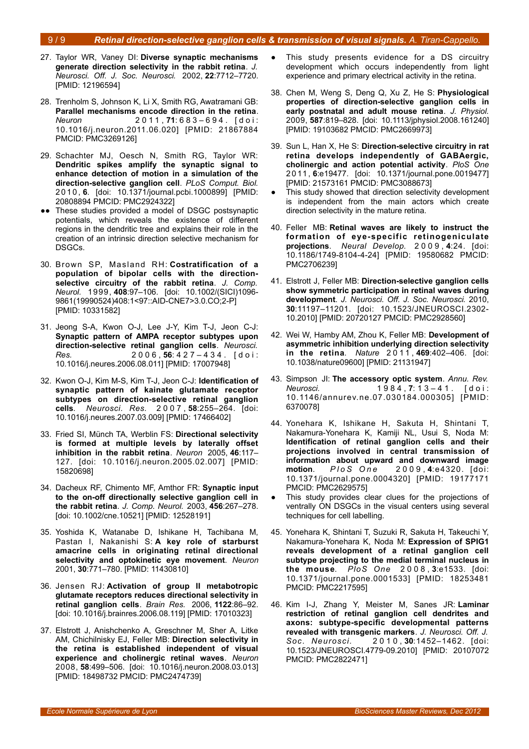27. Taylor WR, Vaney DI: **Diverse synaptic mechanisms generate direction selectivity in the rabbit retina**. *J. Neurosci. Off. J. Soc. Neurosci.* 2002, **22**:7712–7720. [PMID: 12196594]

28. Trenholm S, Johnson K, Li X, Smith RG, Awatramani GB: **Parallel mechanisms encode direction in the retina**. *Neuron* 2011, **71**:683–694. [doi: 10.1016/j.neuron.2011.06.020] [PMID: 21867884 PMCID: PMC3269126]

29. Schachter MJ, Oesch N, Smith RG, Taylor WR: **Dendritic spikes amplify the synaptic signal to enhance detection of motion in a simulation of the direction-selective ganglion cell**. *PLoS Comput. Biol.* 2010, **6**. [doi: 10.1371/journal.pcbi.1000899] [PMID: 20808894 PMCID: PMC2924322]

- ●● These studies provided a model of DSGC postsynaptic potentials, which reveals the existence of different regions in the dendritic tree and explains their role in the creation of an intrinsic direction selective mechanism for DSGCs.

30. Brown SP, Masland RH: **Costratification of a population of bipolar cells with the direction-selective circuitry of the rabbit retina**. *J. Comp. Neurol.* 1999, **408**:97–106. [doi: 10.1002/(SICI)1096-9861(19990524)408:1<97::AID-CNE7>3.0.CO;2-P] [PMID: 10331582]

31. Jeong S-A, Kwon O-J, Lee J-Y, Kim T-J, Jeon C-J: **Synaptic pattern of AMPA receptor subtypes upon direction-selective retinal ganglion cells**. *Neurosci. Res.* 2006, **56**:427–434. [doi: 10.1016/j.neures.2006.08.011] [PMID: 17007948]

32. Kwon O-J, Kim M-S, Kim T-J, Jeon C-J: **Identification of synaptic pattern of kainate glutamate receptor subtypes on direction-selective retinal ganglion cells**. *Neurosci. Res.* 2007, **58**:255–264. [doi: 10.1016/j.neures.2007.03.009] [PMID: 17466402]

33. Fried SI, Münch TA, Werblin FS: **Directional selectivity is formed at multiple levels by laterally offset inhibition in the rabbit retina**. *Neuron* 2005, **46**:117–127. [doi: 10.1016/j.neuron.2005.02.007] [PMID: 15820698]

34. Dacheux RF, Chimento MF, Amthor FR: **Synaptic input to the on-off directionally selective ganglion cell in the rabbit retina**. *J. Comp. Neurol.* 2003, **456**:267–278. [doi: 10.1002/cne.10521] [PMID: 12528191]

35. Yoshida K, Watanabe D, Ishikane H, Tachibana M, Pastan I, Nakanishi S: **A key role of starburst amacrine cells in originating retinal directional selectivity and optokinetic eye movement**. *Neuron* 2001, **30**:771–780. [PMID: 11430810]

36. Jensen RJ: **Activation of group II metabotropic glutamate receptors reduces directional selectivity in retinal ganglion cells**. *Brain Res.* 2006, **1122**:86–92. [doi: 10.1016/j.brainres.2006.08.119] [PMID: 17010323]

37. Elstrott J, Anishchenko A, Greschner M, Sher A, Litke AM, Chichilnisky EJ, Feller MB: **Direction selectivity in the retina is established independent of visual experience and cholinergic retinal waves**. *Neuron* 2008, **58**:499–506. [doi: 10.1016/j.neuron.2008.03.013] [PMID: 18498732 PMCID: PMC2474739]

- ● This study presents evidence for a DS circuitry development which occurs independently from light experience and primary electrical activity in the retina.

38. Chen M, Weng S, Deng Q, Xu Z, He S: **Physiological properties of direction-selective ganglion cells in early postnatal and adult mouse retina**. *J. Physiol.* 2009, **587**:819–828. [doi: 10.1113/jphysiol.2008.161240] [PMID: 19103682 PMCID: PMC2669973]

39. Sun L, Han X, He S: **Direction-selective circuitry in rat retina develops independently of GABAergic, cholinergic and action potential activity**. *PloS One* 2011, **6**:e19477. [doi: 10.1371/journal.pone.0019477] [PMID: 21573161 PMCID: PMC3088673]

- ● This study showed that direction selectivity development is independent from the main actors which create direction selectivity in the mature retina.

40. Feller MB: **Retinal waves are likely to instruct the formation of eye-specific retinogeniculate projections**. *Neural Develop.* 2009, **4**:24. [doi: 10.1186/1749-8104-4-24] [PMID: 19580682 PMCID: PMC2706239]

41. Elstrott J, Feller MB: **Direction-selective ganglion cells show symmetric participation in retinal waves during development**. *J. Neurosci. Off. J. Soc. Neurosci.* 2010, **30**:11197–11201. [doi: 10.1523/JNEUROSCI.2302-10.2010] [PMID: 20720127 PMCID: PMC2928560]

42. Wei W, Hamby AM, Zhou K, Feller MB: **Development of asymmetric inhibition underlying direction selectivity in the retina**. *Nature* 2011, **469**:402–406. [doi: 10.1038/nature09600] [PMID: 21131947]

43. Simpson JI: **The accessory optic system**. *Annu. Rev. Neurosci.* 1984, **7**:13–41. [doi: 10.1146/annurev.ne.07.030184.000305] [PMID: 6370078]

44. Yonehara K, Ishikane H, Sakuta H, Shintani T, Nakamura-Yonehara K, Kamiji NL, Usui S, Noda M: **Identification of retinal ganglion cells and their projections involved in central transmission of information about upward and downward image motion**. *PloS One* 2009, **4**:e4320. [doi: 10.1371/journal.pone.0004320] [PMID: 19177171 PMCID: PMC2629575]

- ● This study provides clear clues for the projections of ventrally ON DSGCs in the visual centers using several techniques for cell labelling.

45. Yonehara K, Shintani T, Suzuki R, Sakuta H, Takeuchi Y, Nakamura-Yonehara K, Noda M: **Expression of SPIG1 reveals development of a retinal ganglion cell subtype projecting to the medial terminal nucleus in the mouse**. *PloS One* 2008, **3**:e1533. [doi: 10.1371/journal.pone.0001533] [PMID: 18253481 PMCID: PMC2217595]

46. Kim I-J, Zhang Y, Meister M, Sanes JR: **Laminar restriction of retinal ganglion cell dendrites and axons: subtype-specific developmental patterns revealed with transgenic markers**. *J. Neurosci. Off. J. Soc. Neurosci.* 2010, **30**:1452–1462. [doi: 10.1523/JNEUROSCI.4779-09.2010] [PMID: 20107072 PMCID: PMC2822471]